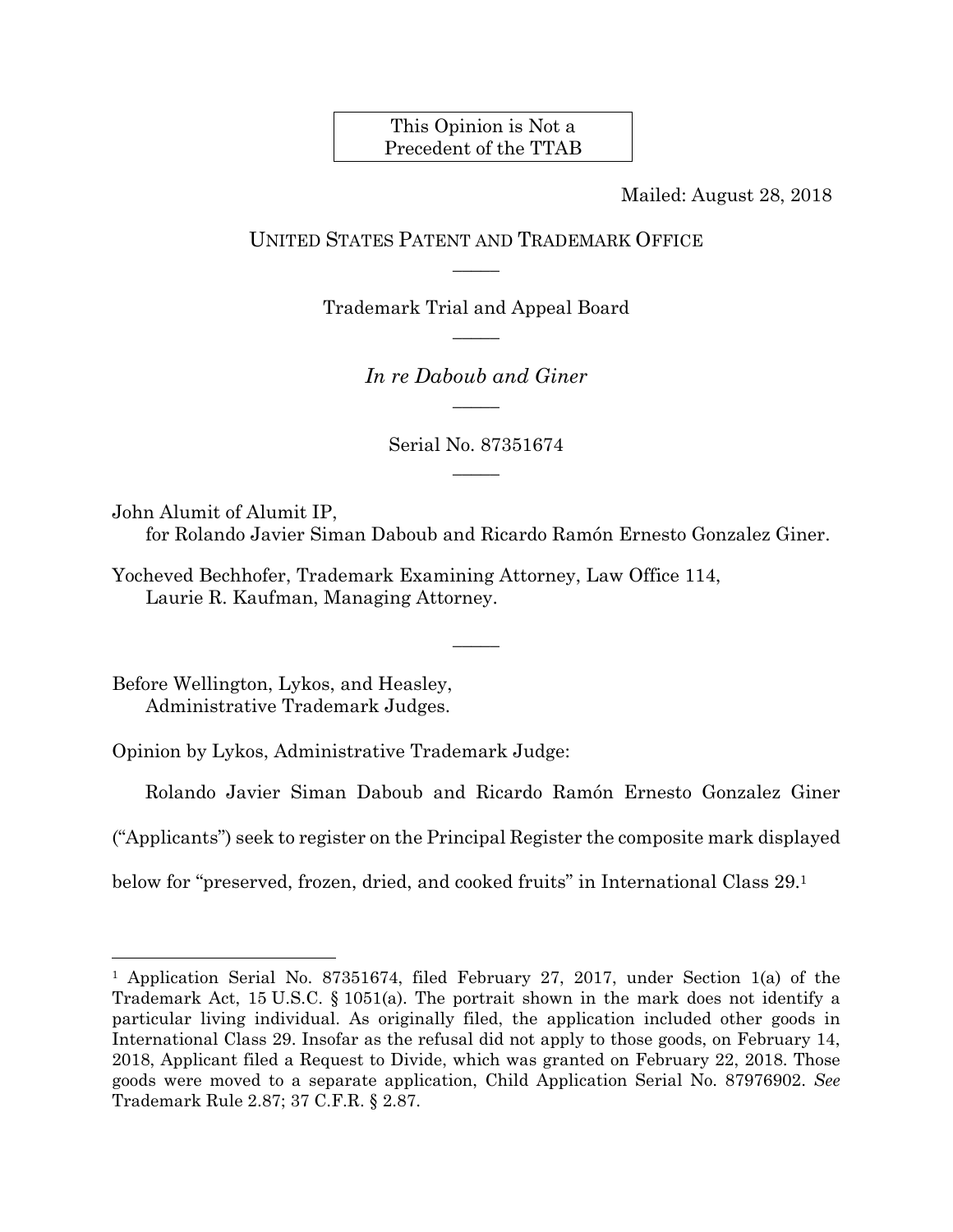This Opinion is Not a Precedent of the TTAB

Mailed: August 28, 2018

UNITED STATES PATENT AND TRADEMARK OFFICE

—————

Trademark Trial and Appeal Board

—————

*In re Daboub and Giner*

—————

Serial No. 87351674

—————

John Alumit of Alumit IP,
for Rolando Javier Siman Daboub and Ricardo Ramón Ernesto Gonzalez Giner.

Yocheved Bechhofer, Trademark Examining Attorney, Law Office 114,
Laurie R. Kaufman, Managing Attorney.

—————

Before Wellington, Lykos, and Heasley,
Administrative Trademark Judges.

Opinion by Lykos, Administrative Trademark Judge:

Rolando Javier Siman Daboub and Ricardo Ramón Ernesto Gonzalez Giner ("Applicants") seek to register on the Principal Register the composite mark displayed below for "preserved, frozen, dried, and cooked fruits" in International Class 29.[1]

---

[1] Application Serial No. 87351674, filed February 27, 2017, under Section 1(a) of the Trademark Act, 15 U.S.C. § 1051(a). The portrait shown in the mark does not identify a particular living individual. As originally filed, the application included other goods in International Class 29. Insofar as the refusal did not apply to those goods, on February 14, 2018, Applicant filed a Request to Divide, which was granted on February 22, 2018. Those goods were moved to a separate application, Child Application Serial No. 87976902. *See* Trademark Rule 2.87; 37 C.F.R. § 2.87.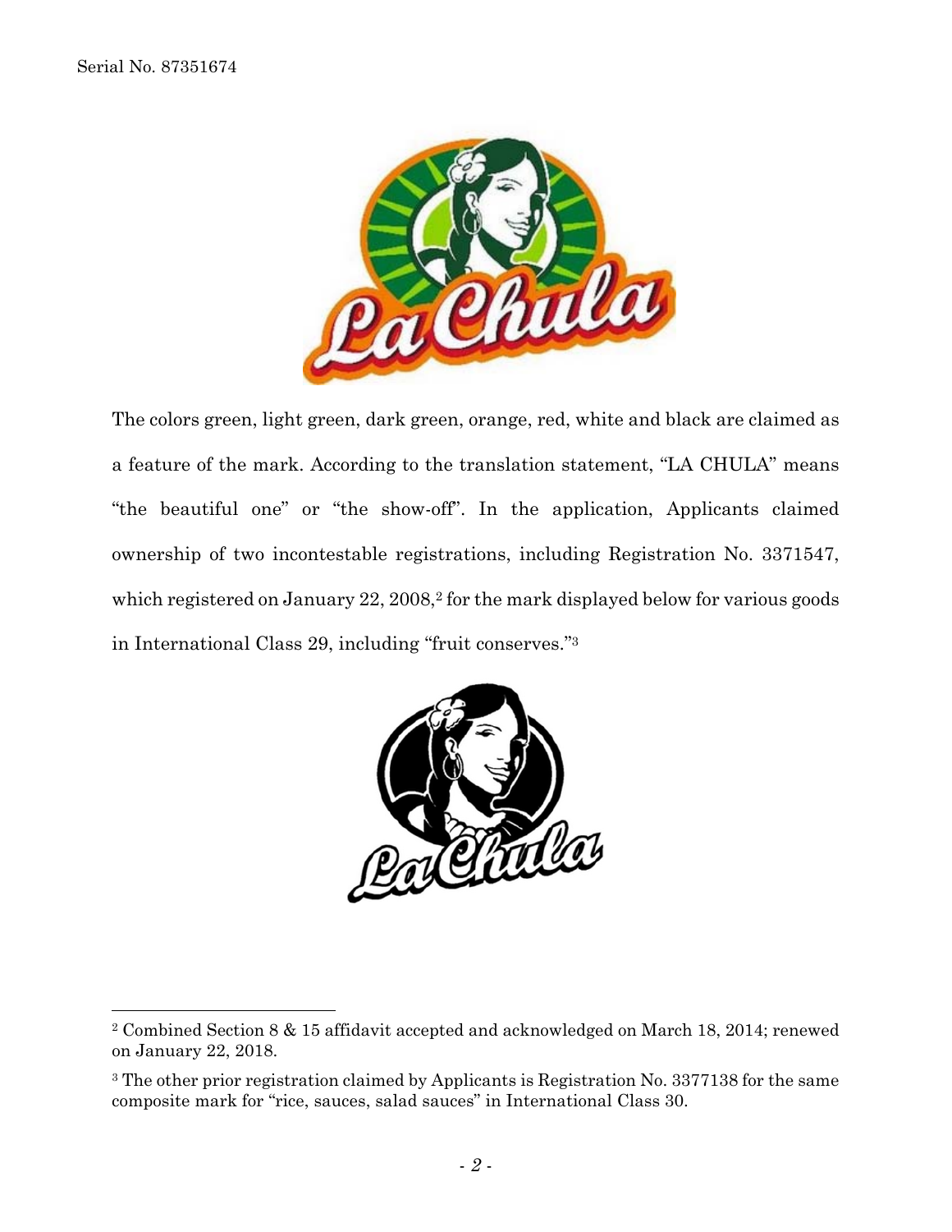The colors green, light green, dark green, orange, red, white and black are claimed as a feature of the mark. According to the translation statement, "LA CHULA" means "the beautiful one" or "the show-off". In the application, Applicants claimed ownership of two incontestable registrations, including Registration No. 3371547, which registered on January 22, 2008,[2] for the mark displayed below for various goods in International Class 29, including "fruit conserves."[3]

---

[2] Combined Section 8 & 15 affidavit accepted and acknowledged on March 18, 2014; renewed on January 22, 2018.

[3] The other prior registration claimed by Applicants is Registration No. 3377138 for the same composite mark for "rice, sauces, salad sauces" in International Class 30.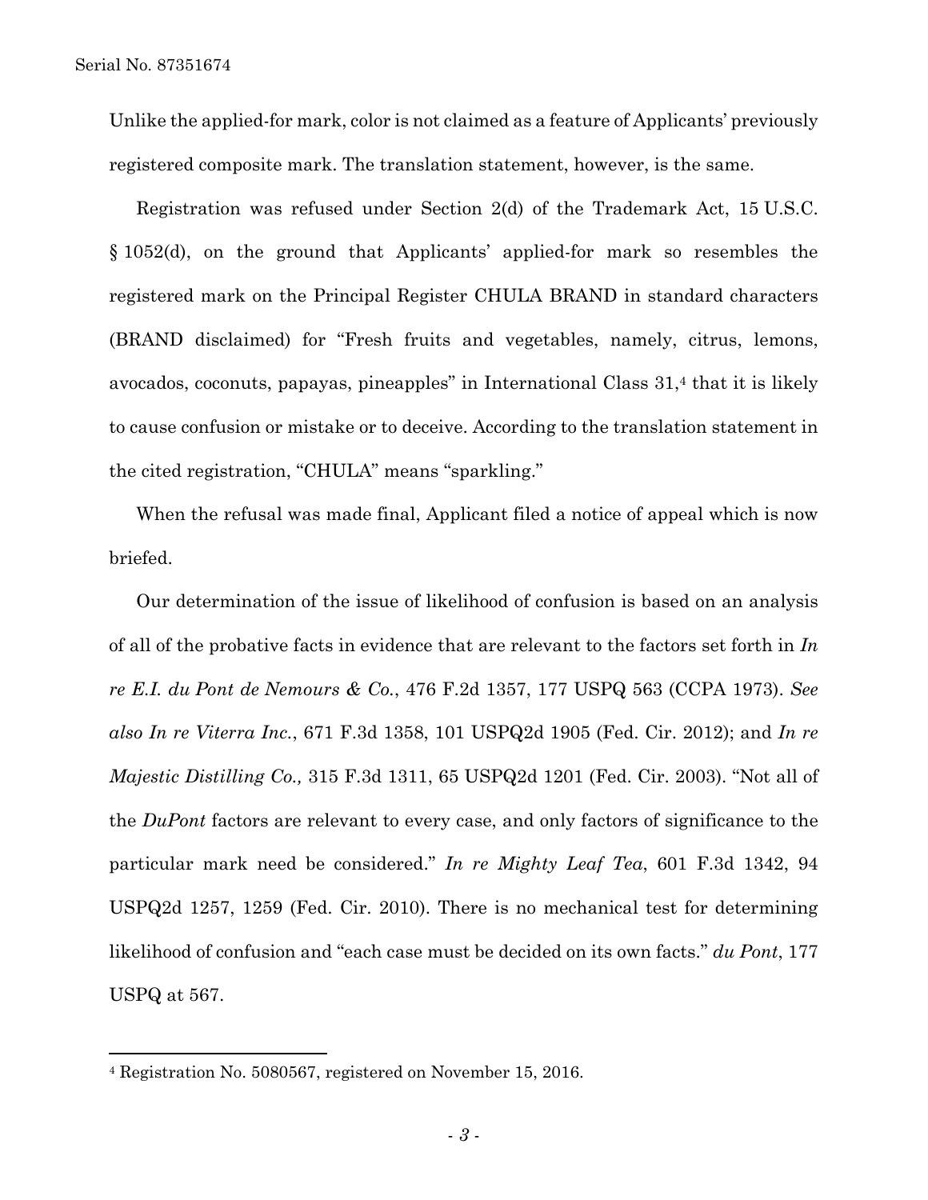Unlike the applied-for mark, color is not claimed as a feature of Applicants' previously registered composite mark. The translation statement, however, is the same.

Registration was refused under Section 2(d) of the Trademark Act, 15 U.S.C. § 1052(d), on the ground that Applicants' applied-for mark so resembles the registered mark on the Principal Register CHULA BRAND in standard characters (BRAND disclaimed) for "Fresh fruits and vegetables, namely, citrus, lemons, avocados, coconuts, papayas, pineapples" in International Class 31,[4] that it is likely to cause confusion or mistake or to deceive. According to the translation statement in the cited registration, "CHULA" means "sparkling."

When the refusal was made final, Applicant filed a notice of appeal which is now briefed.

Our determination of the issue of likelihood of confusion is based on an analysis of all of the probative facts in evidence that are relevant to the factors set forth in *In re E.I. du Pont de Nemours & Co.*, 476 F.2d 1357, 177 USPQ 563 (CCPA 1973). *See also In re Viterra Inc.*, 671 F.3d 1358, 101 USPQ2d 1905 (Fed. Cir. 2012); and *In re Majestic Distilling Co.,* 315 F.3d 1311, 65 USPQ2d 1201 (Fed. Cir. 2003). "Not all of the *DuPont* factors are relevant to every case, and only factors of significance to the particular mark need be considered." *In re Mighty Leaf Tea*, 601 F.3d 1342, 94 USPQ2d 1257, 1259 (Fed. Cir. 2010). There is no mechanical test for determining likelihood of confusion and "each case must be decided on its own facts." *du Pont*, 177 USPQ at 567.

---

[4] Registration No. 5080567, registered on November 15, 2016.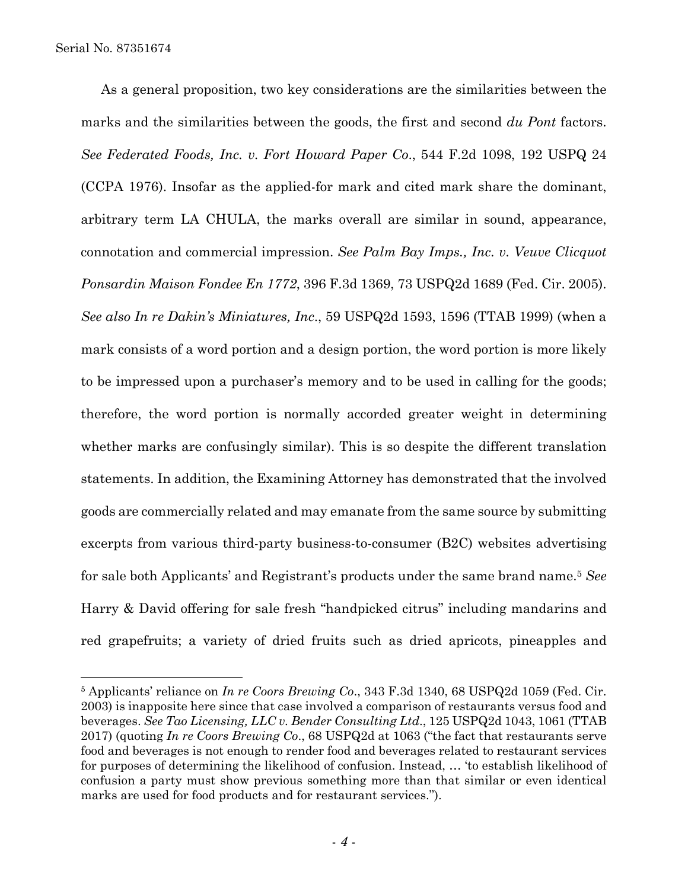As a general proposition, two key considerations are the similarities between the marks and the similarities between the goods, the first and second *du Pont* factors. *See Federated Foods, Inc. v. Fort Howard Paper Co.*, 544 F.2d 1098, 192 USPQ 24 (CCPA 1976). Insofar as the applied-for mark and cited mark share the dominant, arbitrary term LA CHULA, the marks overall are similar in sound, appearance, connotation and commercial impression. *See Palm Bay Imps., Inc. v. Veuve Clicquot Ponsardin Maison Fondee En 1772*, 396 F.3d 1369, 73 USPQ2d 1689 (Fed. Cir. 2005). *See also In re Dakin's Miniatures, Inc.*, 59 USPQ2d 1593, 1596 (TTAB 1999) (when a mark consists of a word portion and a design portion, the word portion is more likely to be impressed upon a purchaser's memory and to be used in calling for the goods; therefore, the word portion is normally accorded greater weight in determining whether marks are confusingly similar). This is so despite the different translation statements. In addition, the Examining Attorney has demonstrated that the involved goods are commercially related and may emanate from the same source by submitting excerpts from various third-party business-to-consumer (B2C) websites advertising for sale both Applicants' and Registrant's products under the same brand name.[5] *See* Harry & David offering for sale fresh "handpicked citrus" including mandarins and red grapefruits; a variety of dried fruits such as dried apricots, pineapples and

---

[5] Applicants' reliance on *In re Coors Brewing Co*., 343 F.3d 1340, 68 USPQ2d 1059 (Fed. Cir. 2003) is inapposite here since that case involved a comparison of restaurants versus food and beverages. *See Tao Licensing, LLC v. Bender Consulting Ltd*., 125 USPQ2d 1043, 1061 (TTAB 2017) (quoting *In re Coors Brewing Co*., 68 USPQ2d at 1063 ("the fact that restaurants serve food and beverages is not enough to render food and beverages related to restaurant services for purposes of determining the likelihood of confusion. Instead, … 'to establish likelihood of confusion a party must show previous something more than that similar or even identical marks are used for food products and for restaurant services.").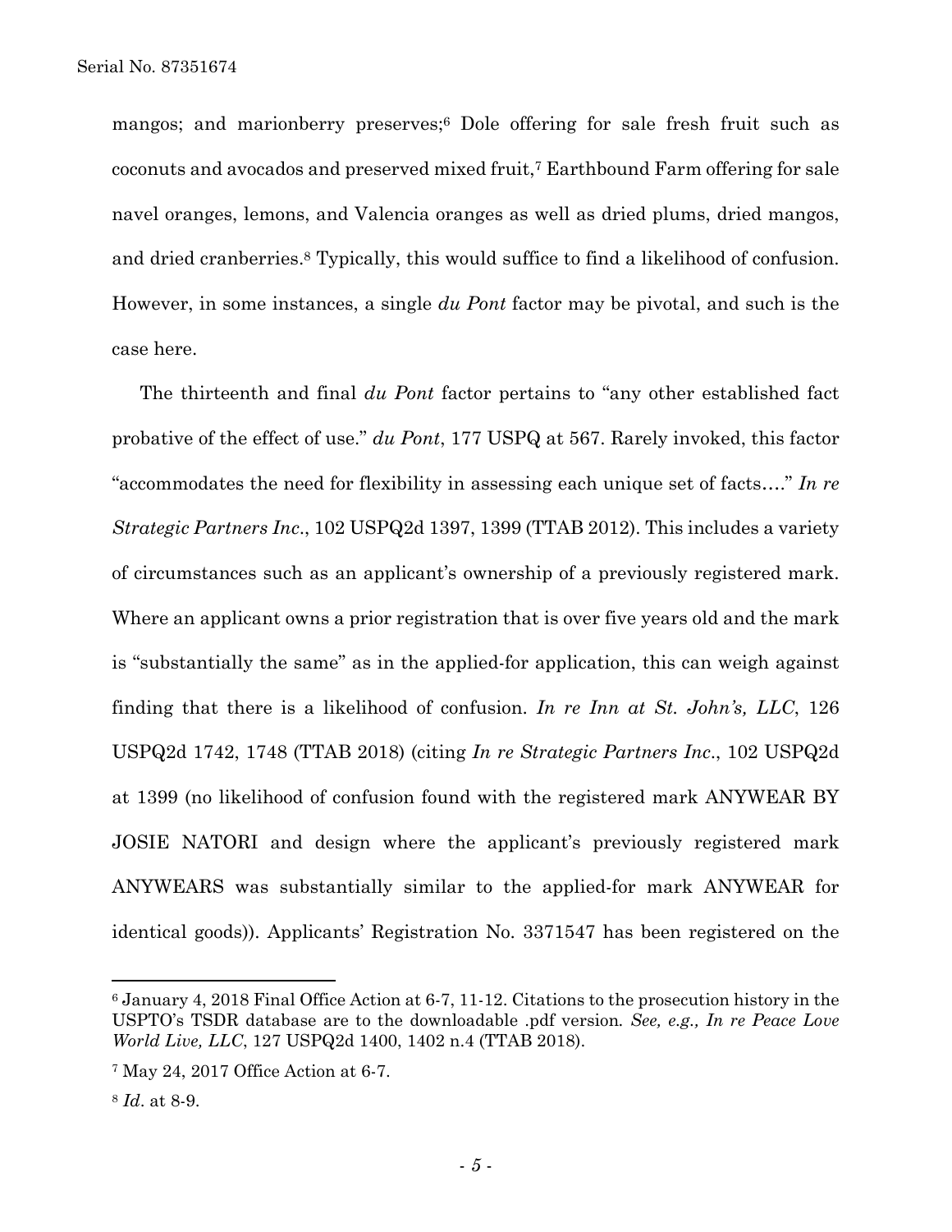mangos; and marionberry preserves;[6] Dole offering for sale fresh fruit such as coconuts and avocados and preserved mixed fruit,[7] Earthbound Farm offering for sale navel oranges, lemons, and Valencia oranges as well as dried plums, dried mangos, and dried cranberries.[8] Typically, this would suffice to find a likelihood of confusion. However, in some instances, a single *du Pont* factor may be pivotal, and such is the case here.

The thirteenth and final *du Pont* factor pertains to "any other established fact probative of the effect of use." *du Pont*, 177 USPQ at 567. Rarely invoked, this factor "accommodates the need for flexibility in assessing each unique set of facts…." *In re Strategic Partners Inc.*, 102 USPQ2d 1397, 1399 (TTAB 2012). This includes a variety of circumstances such as an applicant's ownership of a previously registered mark. Where an applicant owns a prior registration that is over five years old and the mark is "substantially the same" as in the applied-for application, this can weigh against finding that there is a likelihood of confusion. *In re Inn at St. John's, LLC*, 126 USPQ2d 1742, 1748 (TTAB 2018) (citing *In re Strategic Partners Inc.*, 102 USPQ2d at 1399 (no likelihood of confusion found with the registered mark ANYWEAR BY JOSIE NATORI and design where the applicant's previously registered mark ANYWEARS was substantially similar to the applied-for mark ANYWEAR for identical goods)). Applicants' Registration No. 3371547 has been registered on the

---

[6] January 4, 2018 Final Office Action at 6-7, 11-12. Citations to the prosecution history in the USPTO's TSDR database are to the downloadable .pdf version. *See, e.g., In re Peace Love World Live, LLC*, 127 USPQ2d 1400, 1402 n.4 (TTAB 2018).

[7] May 24, 2017 Office Action at 6-7.

[8] *Id*. at 8-9.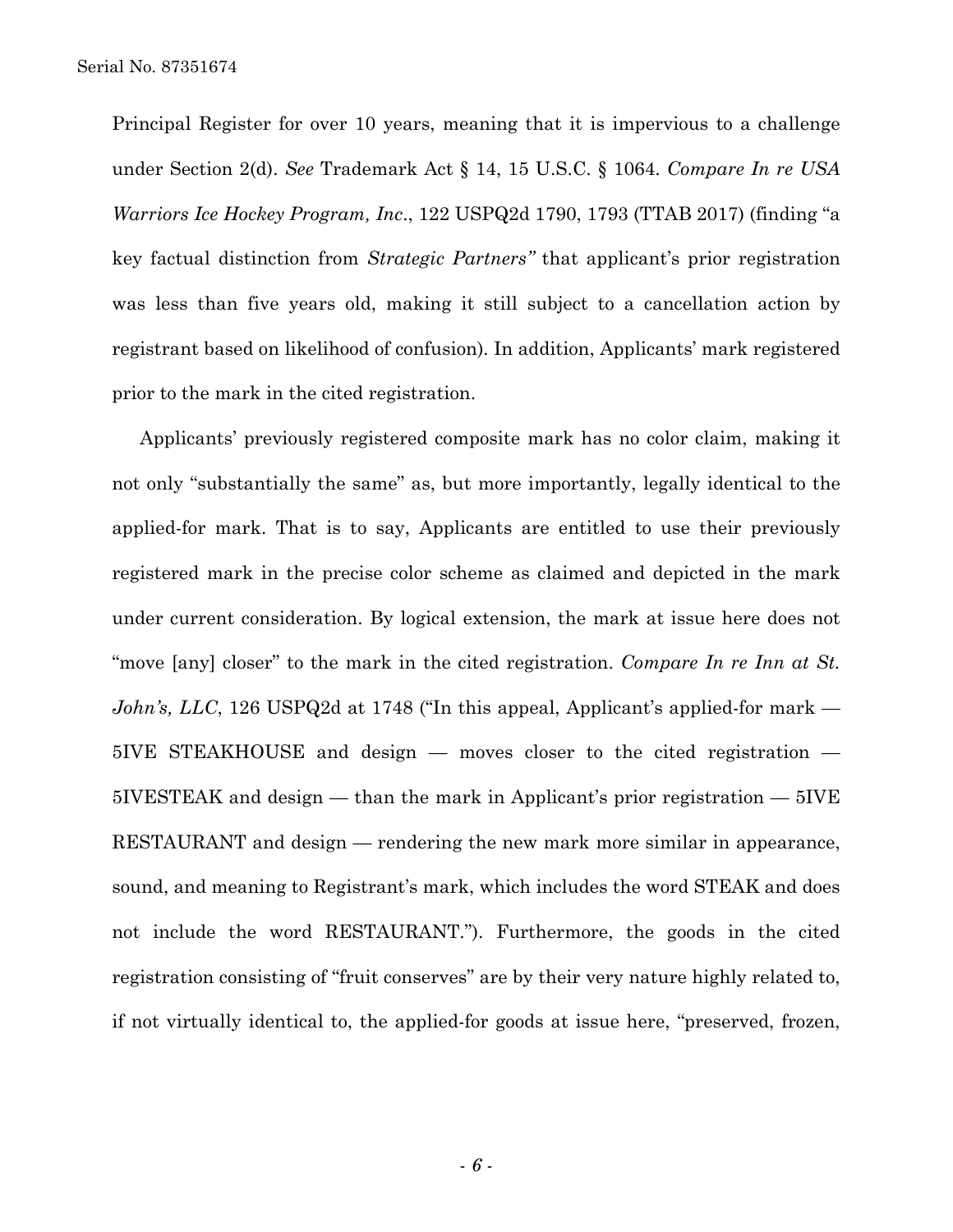Principal Register for over 10 years, meaning that it is impervious to a challenge under Section 2(d). *See* Trademark Act § 14, 15 U.S.C. § 1064. *Compare In re USA Warriors Ice Hockey Program, Inc*., 122 USPQ2d 1790, 1793 (TTAB 2017) (finding "a key factual distinction from *Strategic Partners"* that applicant's prior registration was less than five years old, making it still subject to a cancellation action by registrant based on likelihood of confusion). In addition, Applicants' mark registered prior to the mark in the cited registration.

Applicants' previously registered composite mark has no color claim, making it not only "substantially the same" as, but more importantly, legally identical to the applied-for mark. That is to say, Applicants are entitled to use their previously registered mark in the precise color scheme as claimed and depicted in the mark under current consideration. By logical extension, the mark at issue here does not "move [any] closer" to the mark in the cited registration. *Compare In re Inn at St. John's, LLC*, 126 USPQ2d at 1748 ("In this appeal, Applicant's applied-for mark — 5IVE STEAKHOUSE and design — moves closer to the cited registration — 5IVESTEAK and design — than the mark in Applicant's prior registration — 5IVE RESTAURANT and design — rendering the new mark more similar in appearance, sound, and meaning to Registrant's mark, which includes the word STEAK and does not include the word RESTAURANT."). Furthermore, the goods in the cited registration consisting of "fruit conserves" are by their very nature highly related to, if not virtually identical to, the applied-for goods at issue here, "preserved, frozen,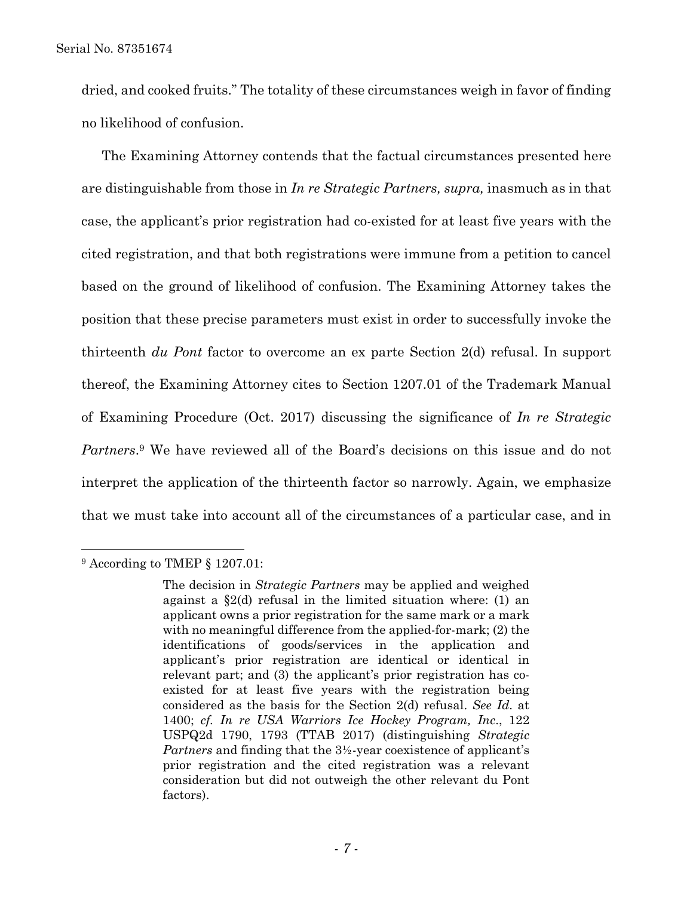dried, and cooked fruits." The totality of these circumstances weigh in favor of finding no likelihood of confusion.

The Examining Attorney contends that the factual circumstances presented here are distinguishable from those in *In re Strategic Partners, supra,* inasmuch as in that case, the applicant's prior registration had co-existed for at least five years with the cited registration, and that both registrations were immune from a petition to cancel based on the ground of likelihood of confusion. The Examining Attorney takes the position that these precise parameters must exist in order to successfully invoke the thirteenth *du Pont* factor to overcome an ex parte Section 2(d) refusal. In support thereof, the Examining Attorney cites to Section 1207.01 of the Trademark Manual of Examining Procedure (Oct. 2017) discussing the significance of *In re Strategic Partners*.[9] We have reviewed all of the Board's decisions on this issue and do not interpret the application of the thirteenth factor so narrowly. Again, we emphasize that we must take into account all of the circumstances of a particular case, and in

---

[9] According to TMEP § 1207.01:

> The decision in *Strategic Partners* may be applied and weighed against a §2(d) refusal in the limited situation where: (1) an applicant owns a prior registration for the same mark or a mark with no meaningful difference from the applied-for-mark; (2) the identifications of goods/services in the application and applicant's prior registration are identical or identical in relevant part; and (3) the applicant's prior registration has co-existed for at least five years with the registration being considered as the basis for the Section 2(d) refusal. *See Id.* at 1400; *cf. In re USA Warriors Ice Hockey Program, Inc*., 122 USPQ2d 1790, 1793 (TTAB 2017) (distinguishing *Strategic Partners* and finding that the 3½-year coexistence of applicant's prior registration and the cited registration was a relevant consideration but did not outweigh the other relevant du Pont factors).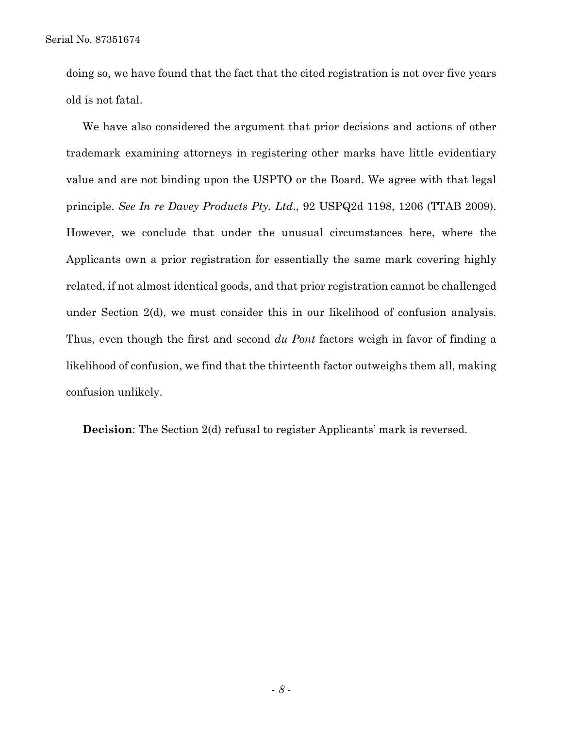doing so, we have found that the fact that the cited registration is not over five years old is not fatal.

We have also considered the argument that prior decisions and actions of other trademark examining attorneys in registering other marks have little evidentiary value and are not binding upon the USPTO or the Board. We agree with that legal principle. *See In re Davey Products Pty. Ltd.*, 92 USPQ2d 1198, 1206 (TTAB 2009). However, we conclude that under the unusual circumstances here, where the Applicants own a prior registration for essentially the same mark covering highly related, if not almost identical goods, and that prior registration cannot be challenged under Section 2(d), we must consider this in our likelihood of confusion analysis. Thus, even though the first and second *du Pont* factors weigh in favor of finding a likelihood of confusion, we find that the thirteenth factor outweighs them all, making confusion unlikely.

**Decision**: The Section 2(d) refusal to register Applicants' mark is reversed.